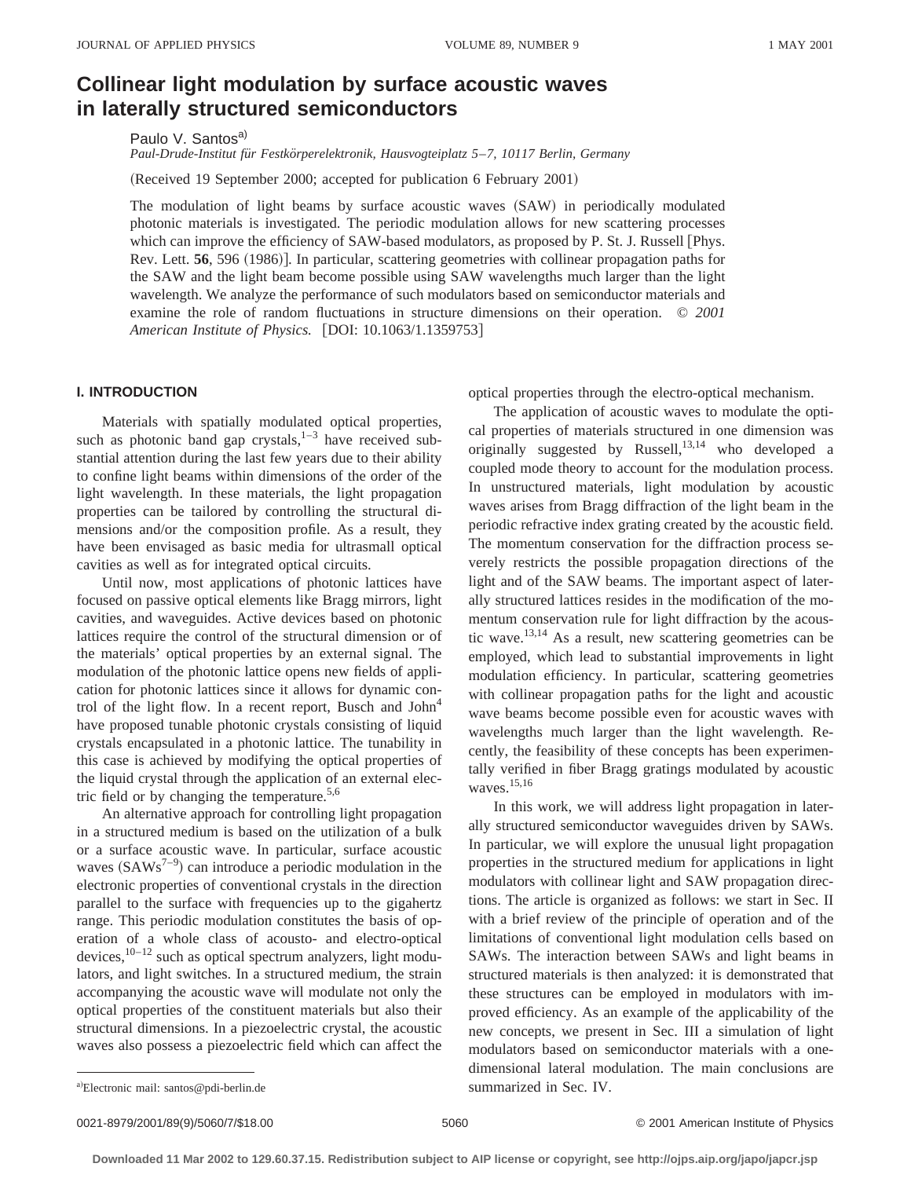# Collinear light modulation by surface acoustic waves in laterally structured semiconductors

Paulo V. Santos[a)]

*Paul-Drude-Institut für Festkörperelektronik, Hausvogteiplatz 5–7, 10117 Berlin, Germany*

(Received 19 September 2000; accepted for publication 6 February 2001)

The modulation of light beams by surface acoustic waves (SAW) in periodically modulated photonic materials is investigated. The periodic modulation allows for new scattering processes which can improve the efficiency of SAW-based modulators, as proposed by P. St. J. Russell [Phys. Rev. Lett. **56**, 596 (1986)]. In particular, scattering geometries with collinear propagation paths for the SAW and the light beam become possible using SAW wavelengths much larger than the light wavelength. We analyze the performance of such modulators based on semiconductor materials and examine the role of random fluctuations in structure dimensions on their operation. © *2001 American Institute of Physics.* [DOI: 10.1063/1.1359753]

## I. INTRODUCTION

Materials with spatially modulated optical properties, such as photonic band gap crystals,[1–3] have received substantial attention during the last few years due to their ability to confine light beams within dimensions of the order of the light wavelength. In these materials, the light propagation properties can be tailored by controlling the structural dimensions and/or the composition profile. As a result, they have been envisaged as basic media for ultrasmall optical cavities as well as for integrated optical circuits.

Until now, most applications of photonic lattices have focused on passive optical elements like Bragg mirrors, light cavities, and waveguides. Active devices based on photonic lattices require the control of the structural dimension or of the materials' optical properties by an external signal. The modulation of the photonic lattice opens new fields of application for photonic lattices since it allows for dynamic control of the light flow. In a recent report, Busch and John[4] have proposed tunable photonic crystals consisting of liquid crystals encapsulated in a photonic lattice. The tunability in this case is achieved by modifying the optical properties of the liquid crystal through the application of an external electric field or by changing the temperature.[5,6]

An alternative approach for controlling light propagation in a structured medium is based on the utilization of a bulk or a surface acoustic wave. In particular, surface acoustic waves (SAWs[7–9]) can introduce a periodic modulation in the electronic properties of conventional crystals in the direction parallel to the surface with frequencies up to the gigahertz range. This periodic modulation constitutes the basis of operation of a whole class of acousto- and electro-optical devices,[10–12] such as optical spectrum analyzers, light modulators, and light switches. In a structured medium, the strain accompanying the acoustic wave will modulate not only the optical properties of the constituent materials but also their structural dimensions. In a piezoelectric crystal, the acoustic waves also possess a piezoelectric field which can affect the optical properties through the electro-optical mechanism.

The application of acoustic waves to modulate the optical properties of materials structured in one dimension was originally suggested by Russell,[13,14] who developed a coupled mode theory to account for the modulation process. In unstructured materials, light modulation by acoustic waves arises from Bragg diffraction of the light beam in the periodic refractive index grating created by the acoustic field. The momentum conservation for the diffraction process severely restricts the possible propagation directions of the light and of the SAW beams. The important aspect of laterally structured lattices resides in the modification of the momentum conservation rule for light diffraction by the acoustic wave.[13,14] As a result, new scattering geometries can be employed, which lead to substantial improvements in light modulation efficiency. In particular, scattering geometries with collinear propagation paths for the light and acoustic wave beams become possible even for acoustic waves with wavelengths much larger than the light wavelength. Recently, the feasibility of these concepts has been experimentally verified in fiber Bragg gratings modulated by acoustic waves.[15,16]

In this work, we will address light propagation in laterally structured semiconductor waveguides driven by SAWs. In particular, we will explore the unusual light propagation properties in the structured medium for applications in light modulators with collinear light and SAW propagation directions. The article is organized as follows: we start in Sec. II with a brief review of the principle of operation and of the limitations of conventional light modulation cells based on SAWs. The interaction between SAWs and light beams in structured materials is then analyzed: it is demonstrated that these structures can be employed in modulators with improved efficiency. As an example of the applicability of the new concepts, we present in Sec. III a simulation of light modulators based on semiconductor materials with a one-dimensional lateral modulation. The main conclusions are summarized in Sec. IV.

a)Electronic mail: santos@pdi-berlin.de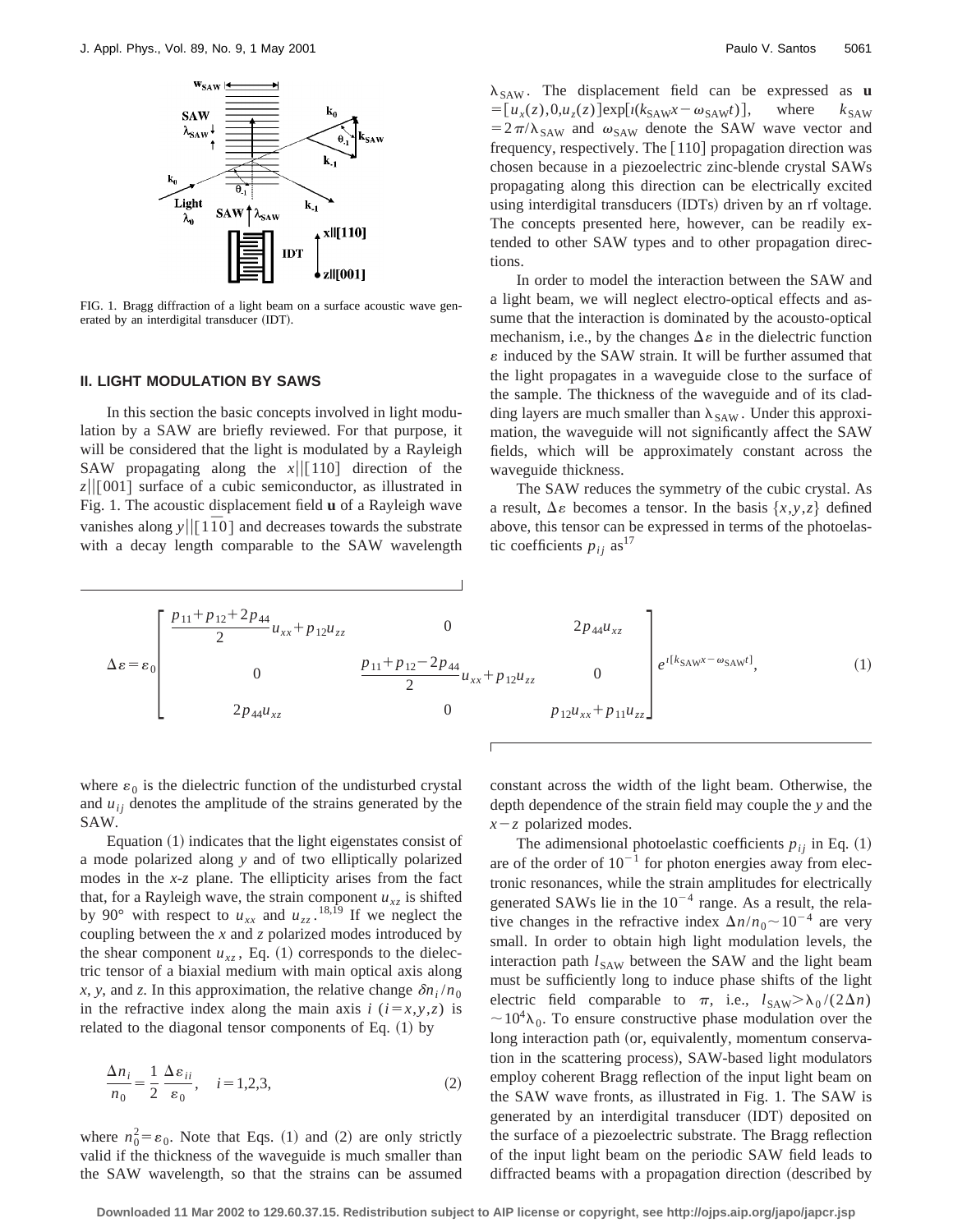FIG. 1. Bragg diffraction of a light beam on a surface acoustic wave generated by an interdigital transducer (IDT).

## II. LIGHT MODULATION BY SAWS

In this section the basic concepts involved in light modulation by a SAW are briefly reviewed. For that purpose, it will be considered that the light is modulated by a Rayleigh SAW propagating along the $x\|[110]$ direction of the $z\|[001]$ surface of a cubic semiconductor, as illustrated in Fig. 1. The acoustic displacement field $\mathbf{u}$ of a Rayleigh wave vanishes along $y\|[1\bar{1}0]$ and decreases towards the substrate with a decay length comparable to the SAW wavelength $\lambda_{\rm SAW}$. The displacement field can be expressed as $\mathbf{u} = [u_x(z),0,u_z(z)]\exp[\imath(k_{\rm SAW}x-\omega_{\rm SAW}t)]$, where $k_{\rm SAW} = 2\pi/\lambda_{\rm SAW}$ and $\omega_{\rm SAW}$ denote the SAW wave vector and frequency, respectively. The [110] propagation direction was chosen because in a piezoelectric zinc-blende crystal SAWs propagating along this direction can be electrically excited using interdigital transducers (IDTs) driven by an rf voltage. The concepts presented here, however, can be readily extended to other SAW types and to other propagation directions.

In order to model the interaction between the SAW and a light beam, we will neglect electro-optical effects and assume that the interaction is dominated by the acousto-optical mechanism, i.e., by the changes $\Delta\varepsilon$ in the dielectric function $\varepsilon$ induced by the SAW strain. It will be further assumed that the light propagates in a waveguide close to the surface of the sample. The thickness of the waveguide and of its cladding layers are much smaller than $\lambda_{\rm SAW}$. Under this approximation, the waveguide will not significantly affect the SAW fields, which will be approximately constant across the waveguide thickness.

The SAW reduces the symmetry of the cubic crystal. As a result, $\Delta\varepsilon$ becomes a tensor. In the basis $\{x,y,z\}$ defined above, this tensor can be expressed in terms of the photoelastic coefficients $p_{ij}$ as[17]

$$\Delta\varepsilon = \varepsilon_0 \begin{bmatrix} \frac{p_{11}+p_{12}+2p_{44}}{2}u_{xx}+p_{12}u_{zz} & 0 & 2p_{44}u_{xz} \\ 0 & \frac{p_{11}+p_{12}-2p_{44}}{2}u_{xx}+p_{12}u_{zz} & 0 \\ 2p_{44}u_{xz} & 0 & p_{12}u_{xx}+p_{11}u_{zz} \end{bmatrix} e^{\imath[k_{\rm SAW}x-\omega_{\rm SAW}t]}, \tag{1}$$

where $\varepsilon_0$ is the dielectric function of the undisturbed crystal and $u_{ij}$ denotes the amplitude of the strains generated by the SAW.

Equation (1) indicates that the light eigenstates consist of a mode polarized along $y$ and of two elliptically polarized modes in the $x$-$z$ plane. The ellipticity arises from the fact that, for a Rayleigh wave, the strain component $u_{xz}$ is shifted by 90° with respect to $u_{xx}$ and $u_{zz}$.[18,19] If we neglect the coupling between the $x$ and $z$ polarized modes introduced by the shear component $u_{xz}$, Eq. (1) corresponds to the dielectric tensor of a biaxial medium with main optical axis along $x$, $y$, and $z$. In this approximation, the relative change $\delta n_i/n_0$ in the refractive index along the main axis $i$ ($i=x,y,z$) is related to the diagonal tensor components of Eq. (1) by

$$\frac{\Delta n_i}{n_0} = \frac{1}{2}\frac{\Delta\varepsilon_{ii}}{\varepsilon_0}, \quad i=1,2,3, \tag{2}$$

where $n_0^2=\varepsilon_0$. Note that Eqs. (1) and (2) are only strictly valid if the thickness of the waveguide is much smaller than the SAW wavelength, so that the strains can be assumed constant across the width of the light beam. Otherwise, the depth dependence of the strain field may couple the $y$ and the $x-z$ polarized modes.

The adimensional photoelastic coefficients $p_{ij}$ in Eq. (1) are of the order of $10^{-1}$ for photon energies away from electronic resonances, while the strain amplitudes for electrically generated SAWs lie in the $10^{-4}$ range. As a result, the relative changes in the refractive index $\Delta n/n_0 \sim 10^{-4}$ are very small. In order to obtain high light modulation levels, the interaction path $l_{\rm SAW}$ between the SAW and the light beam must be sufficiently long to induce phase shifts of the light electric field comparable to $\pi$, i.e., $l_{\rm SAW} > \lambda_0/(2\Delta n) \sim 10^4\lambda_0$. To ensure constructive phase modulation over the long interaction path (or, equivalently, momentum conservation in the scattering process), SAW-based light modulators employ coherent Bragg reflection of the input light beam on the SAW wave fronts, as illustrated in Fig. 1. The SAW is generated by an interdigital transducer (IDT) deposited on the surface of a piezoelectric substrate. The Bragg reflection of the input light beam on the periodic SAW field leads to diffracted beams with a propagation direction (described by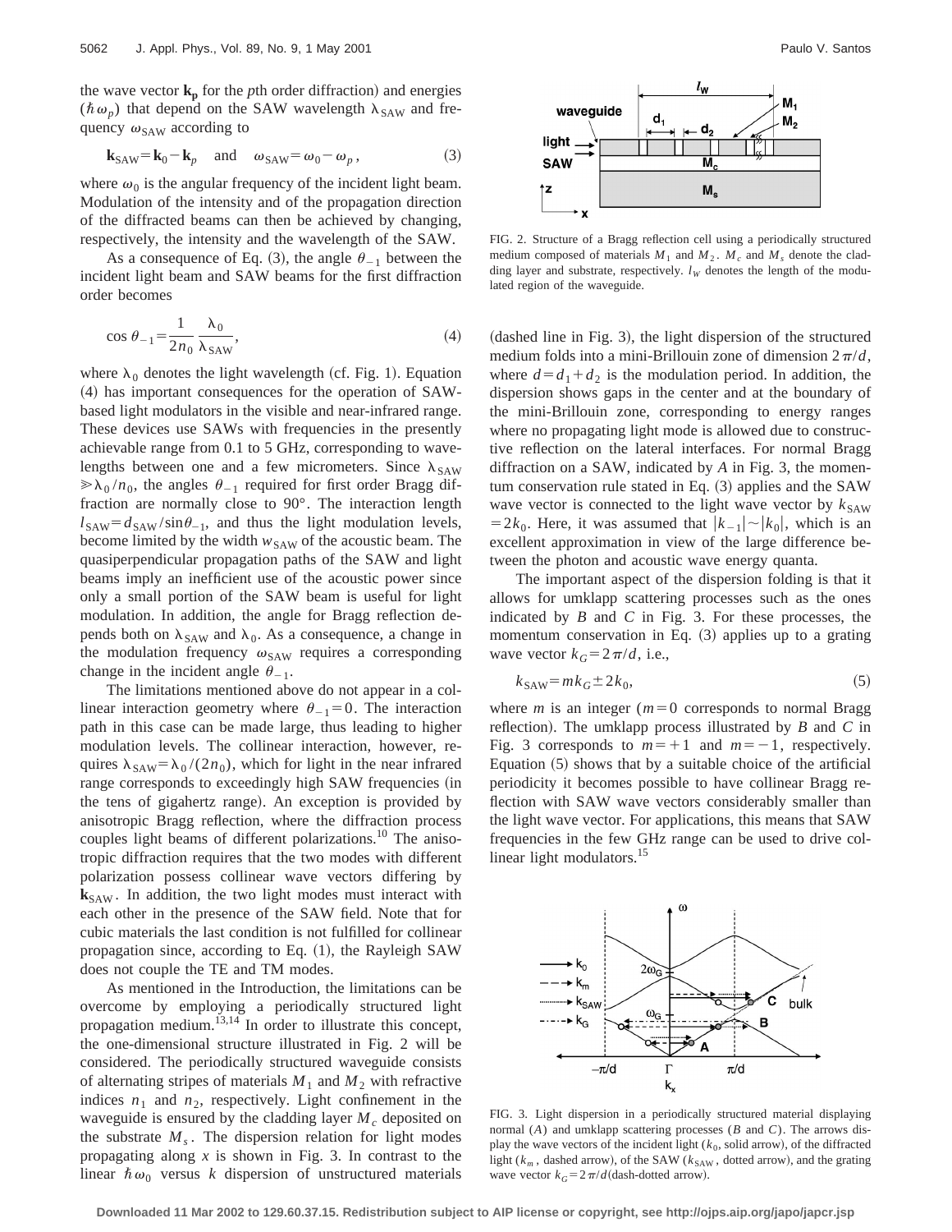the wave vector $\mathbf{k}_\mathbf{p}$ for the $p$th order diffraction) and energies ($\hbar\omega_p$) that depend on the SAW wavelength $\lambda_{\mathrm{SAW}}$ and frequency $\omega_{\mathrm{SAW}}$ according to

$$\mathbf{k}_{\mathrm{SAW}} = \mathbf{k}_0 - \mathbf{k}_p \quad \text{and} \quad \omega_{\mathrm{SAW}} = \omega_0 - \omega_p, \tag{3}$$

where $\omega_0$ is the angular frequency of the incident light beam. Modulation of the intensity and of the propagation direction of the diffracted beams can then be achieved by changing, respectively, the intensity and the wavelength of the SAW.

As a consequence of Eq. (3), the angle $\theta_{-1}$ between the incident light beam and SAW beams for the first diffraction order becomes

$$\cos\theta_{-1} = \frac{1}{2n_0}\frac{\lambda_0}{\lambda_{\mathrm{SAW}}}, \tag{4}$$

where $\lambda_0$ denotes the light wavelength (cf. Fig. 1). Equation (4) has important consequences for the operation of SAW-based light modulators in the visible and near-infrared range. These devices use SAWs with frequencies in the presently achievable range from 0.1 to 5 GHz, corresponding to wavelengths between one and a few micrometers. Since $\lambda_{\mathrm{SAW}} \gg \lambda_0/n_0$, the angles $\theta_{-1}$ required for first order Bragg diffraction are normally close to 90°. The interaction length $l_{\mathrm{SAW}} = d_{\mathrm{SAW}}/\sin\theta_{-1}$, and thus the light modulation levels, become limited by the width $w_{\mathrm{SAW}}$ of the acoustic beam. The quasiperpendicular propagation paths of the SAW and light beams imply an inefficient use of the acoustic power since only a small portion of the SAW beam is useful for light modulation. In addition, the angle for Bragg reflection depends both on $\lambda_{\mathrm{SAW}}$ and $\lambda_0$. As a consequence, a change in the modulation frequency $\omega_{\mathrm{SAW}}$ requires a corresponding change in the incident angle $\theta_{-1}$.

The limitations mentioned above do not appear in a collinear interaction geometry where $\theta_{-1}=0$. The interaction path in this case can be made large, thus leading to higher modulation levels. The collinear interaction, however, requires $\lambda_{\mathrm{SAW}} = \lambda_0/(2n_0)$, which for light in the near infrared range corresponds to exceedingly high SAW frequencies (in the tens of gigahertz range). An exception is provided by anisotropic Bragg reflection, where the diffraction process couples light beams of different polarizations.[10] The anisotropic diffraction requires that the two modes with different polarization possess collinear wave vectors differing by $\mathbf{k}_{\mathrm{SAW}}$. In addition, the two light modes must interact with each other in the presence of the SAW field. Note that for cubic materials the last condition is not fulfilled for collinear propagation since, according to Eq. (1), the Rayleigh SAW does not couple the TE and TM modes.

As mentioned in the Introduction, the limitations can be overcome by employing a periodically structured light propagation medium.[13,14] In order to illustrate this concept, the one-dimensional structure illustrated in Fig. 2 will be considered. The periodically structured waveguide consists of alternating stripes of materials $M_1$ and $M_2$ with refractive indices $n_1$ and $n_2$, respectively. Light confinement in the waveguide is ensured by the cladding layer $M_c$ deposited on the substrate $M_s$. The dispersion relation for light modes propagating along $x$ is shown in Fig. 3. In contrast to the linear $\hbar\omega_0$ versus $k$ dispersion of unstructured materials

FIG. 2. Structure of a Bragg reflection cell using a periodically structured medium composed of materials $M_1$ and $M_2$. $M_c$ and $M_s$ denote the cladding layer and substrate, respectively. $l_W$ denotes the length of the modulated region of the waveguide.

(dashed line in Fig. 3), the light dispersion of the structured medium folds into a mini-Brillouin zone of dimension $2\pi/d$, where $d=d_1+d_2$ is the modulation period. In addition, the dispersion shows gaps in the center and at the boundary of the mini-Brillouin zone, corresponding to energy ranges where no propagating light mode is allowed due to constructive reflection on the lateral interfaces. For normal Bragg diffraction on a SAW, indicated by $A$ in Fig. 3, the momentum conservation rule stated in Eq. (3) applies and the SAW wave vector is connected to the light wave vector by $k_{\mathrm{SAW}} = 2k_0$. Here, it was assumed that $|k_{-1}| \sim |k_0|$, which is an excellent approximation in view of the large difference between the photon and acoustic wave energy quanta.

The important aspect of the dispersion folding is that it allows for umklapp scattering processes such as the ones indicated by $B$ and $C$ in Fig. 3. For these processes, the momentum conservation in Eq. (3) applies up to a grating wave vector $k_G = 2\pi/d$, i.e.,

$$k_{\mathrm{SAW}} = mk_G \pm 2k_0, \tag{5}$$

where $m$ is an integer ($m=0$ corresponds to normal Bragg reflection). The umklapp process illustrated by $B$ and $C$ in Fig. 3 corresponds to $m=+1$ and $m=-1$, respectively. Equation (5) shows that by a suitable choice of the artificial periodicity it becomes possible to have collinear Bragg reflection with SAW wave vectors considerably smaller than the light wave vector. For applications, this means that SAW frequencies in the few GHz range can be used to drive collinear light modulators.[15]

FIG. 3. Light dispersion in a periodically structured material displaying normal ($A$) and umklapp scattering processes ($B$ and $C$). The arrows display the wave vectors of the incident light ($k_0$, solid arrow), of the diffracted light ($k_m$, dashed arrow), of the SAW ($k_{\mathrm{SAW}}$, dotted arrow), and the grating wave vector $k_G = 2\pi/d$ (dash-dotted arrow).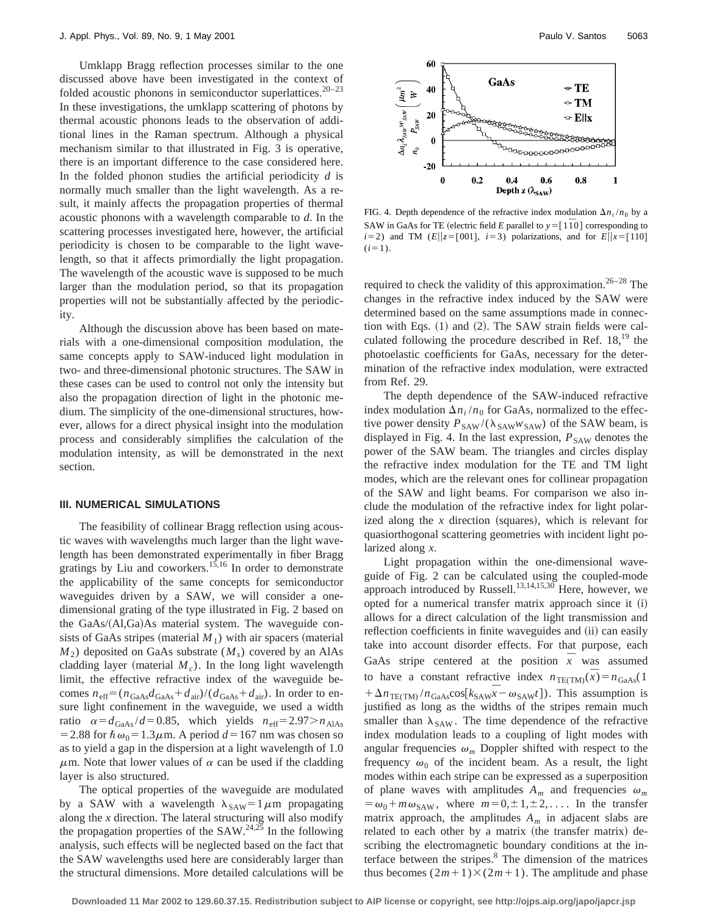Umklapp Bragg reflection processes similar to the one discussed above have been investigated in the context of folded acoustic phonons in semiconductor superlattices.[20–23] In these investigations, the umklapp scattering of photons by thermal acoustic phonons leads to the observation of additional lines in the Raman spectrum. Although a physical mechanism similar to that illustrated in Fig. 3 is operative, there is an important difference to the case considered here. In the folded phonon studies the artificial periodicity $d$ is normally much smaller than the light wavelength. As a result, it mainly affects the propagation properties of thermal acoustic phonons with a wavelength comparable to $d$. In the scattering processes investigated here, however, the artificial periodicity is chosen to be comparable to the light wavelength, so that it affects primordially the light propagation. The wavelength of the acoustic wave is supposed to be much larger than the modulation period, so that its propagation properties will not be substantially affected by the periodicity.

Although the discussion above has been based on materials with a one-dimensional composition modulation, the same concepts apply to SAW-induced light modulation in two- and three-dimensional photonic structures. The SAW in these cases can be used to control not only the intensity but also the propagation direction of light in the photonic medium. The simplicity of the one-dimensional structures, however, allows for a direct physical insight into the modulation process and considerably simplifies the calculation of the modulation intensity, as will be demonstrated in the next section.

### III. NUMERICAL SIMULATIONS

The feasibility of collinear Bragg reflection using acoustic waves with wavelengths much larger than the light wavelength has been demonstrated experimentally in fiber Bragg gratings by Liu and coworkers.[15,16] In order to demonstrate the applicability of the same concepts for semiconductor waveguides driven by a SAW, we will consider a one-dimensional grating of the type illustrated in Fig. 2 based on the GaAs/(Al,Ga)As material system. The waveguide consists of GaAs stripes (material $M_1$) with air spacers (material $M_2$) deposited on GaAs substrate ($M_s$) covered by an AlAs cladding layer (material $M_c$). In the long light wavelength limit, the effective refractive index of the waveguide becomes $n_{\mathrm{eff}} = (n_{\mathrm{GaAs}} d_{\mathrm{GaAs}} + d_{\mathrm{air}})/(d_{\mathrm{GaAs}} + d_{\mathrm{air}})$. In order to ensure light confinement in the waveguide, we used a width ratio $\alpha = d_{\mathrm{GaAs}}/d = 0.85$, which yields $n_{\mathrm{eff}} = 2.97 > n_{\mathrm{AlAs}} = 2.88$ for $\hbar\omega_0 = 1.3\,\mu$m. A period $d = 167$ nm was chosen so as to yield a gap in the dispersion at a light wavelength of 1.0 $\mu$m. Note that lower values of $\alpha$ can be used if the cladding layer is also structured.

The optical properties of the waveguide are modulated by a SAW with a wavelength $\lambda_{\mathrm{SAW}} = 1\,\mu$m propagating along the $x$ direction. The lateral structuring will also modify the propagation properties of the SAW.[24,25] In the following analysis, such effects will be neglected based on the fact that the SAW wavelengths used here are considerably larger than the structural dimensions. More detailed calculations will be required to check the validity of this approximation.[26–28] The changes in the refractive index induced by the SAW were determined based on the same assumptions made in connection with Eqs. (1) and (2). The SAW strain fields were calculated following the procedure described in Ref. 18,[19] the photoelastic coefficients for GaAs, necessary for the determination of the refractive index modulation, were extracted from Ref. 29.

FIG. 4. Depth dependence of the refractive index modulation $\Delta n_i/n_0$ by a SAW in GaAs for TE (electric field $E$ parallel to $y = [1\bar{1}0]$ corresponding to $i = 2$) and TM ($E \| z = [001]$, $i = 3$) polarizations, and for $E \| x = [110]$ ($i = 1$).

The depth dependence of the SAW-induced refractive index modulation $\Delta n_i/n_0$ for GaAs, normalized to the effective power density $P_{\mathrm{SAW}}/(\lambda_{\mathrm{SAW}} w_{\mathrm{SAW}})$ of the SAW beam, is displayed in Fig. 4. In the last expression, $P_{\mathrm{SAW}}$ denotes the power of the SAW beam. The triangles and circles display the refractive index modulation for the TE and TM light modes, which are the relevant ones for collinear propagation of the SAW and light beams. For comparison we also include the modulation of the refractive index for light polarized along the $x$ direction (squares), which is relevant for quasiorthogonal scattering geometries with incident light polarized along $x$.

Light propagation within the one-dimensional waveguide of Fig. 2 can be calculated using the coupled-mode approach introduced by Russell.[13,14,15,30] Here, however, we opted for a numerical transfer matrix approach since it (i) allows for a direct calculation of the light transmission and reflection coefficients in finite waveguides and (ii) can easily take into account disorder effects. For that purpose, each GaAs stripe centered at the position $\bar{x}$ was assumed to have a constant refractive index $n_{\mathrm{TE(TM)}}(\bar{x}) = n_{\mathrm{GaAs}}(1 + \Delta n_{\mathrm{TE(TM)}}/n_{\mathrm{GaAs}} \cos[k_{\mathrm{SAW}}\bar{x} - \omega_{\mathrm{SAW}} t])$. This assumption is justified as long as the widths of the stripes remain much smaller than $\lambda_{\mathrm{SAW}}$. The time dependence of the refractive index modulation leads to a coupling of light modes with angular frequencies $\omega_m$ Doppler shifted with respect to the frequency $\omega_0$ of the incident beam. As a result, the light modes within each stripe can be expressed as a superposition of plane waves with amplitudes $A_m$ and frequencies $\omega_m = \omega_0 + m\omega_{\mathrm{SAW}}$, where $m = 0, \pm 1, \pm 2, \ldots$. In the transfer matrix approach, the amplitudes $A_m$ in adjacent slabs are related to each other by a matrix (the transfer matrix) describing the electromagnetic boundary conditions at the interface between the stripes.[8] The dimension of the matrices thus becomes $(2m+1) \times (2m+1)$. The amplitude and phase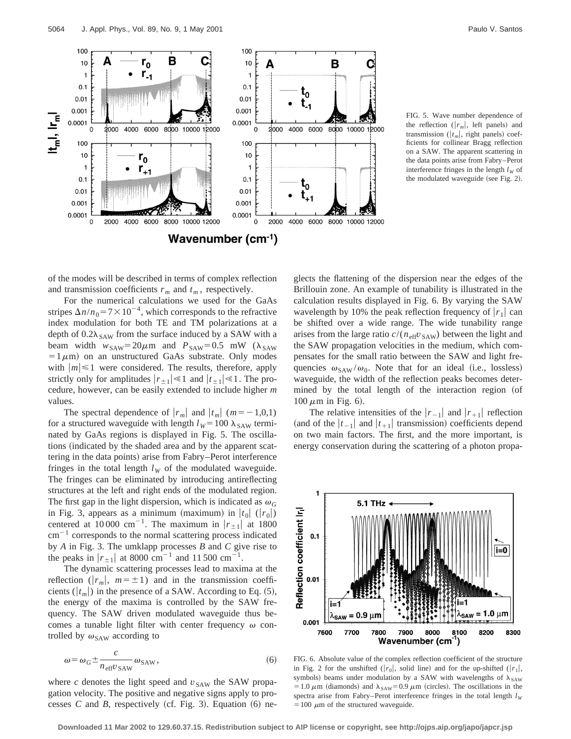FIG. 5. Wave number dependence of the reflection ($|r_m|$, left panels) and transmission ($|t_m|$, right panels) coefficients for collinear Bragg reflection on a SAW. The apparent scattering in the data points arise from Fabry–Perot interference fringes in the length $l_W$ of the modulated waveguide (see Fig. 2).

of the modes will be described in terms of complex reflection and transmission coefficients $r_m$ and $t_m$, respectively.

For the numerical calculations we used for the GaAs stripes $\Delta n/n_0 = 7\times10^{-4}$, which corresponds to the refractive index modulation for both TE and TM polarizations at a depth of $0.2\lambda_{\mathrm{SAW}}$ from the surface induced by a SAW with a beam width $w_{\mathrm{SAW}} = 20\,\mu$m and $P_{\mathrm{SAW}} = 0.5$ mW ($\lambda_{\mathrm{SAW}} = 1\,\mu$m) on an unstructured GaAs substrate. Only modes with $|m|\leq 1$ were considered. The results, therefore, apply strictly only for amplitudes $|r_{\pm1}| \ll 1$ and $|t_{\pm1}| \ll 1$. The procedure, however, can be easily extended to include higher $m$ values.

The spectral dependence of $|r_m|$ and $|t_m|$ ($m=-1,0,1$) for a structured waveguide with length $l_W = 100\,\lambda_{\mathrm{SAW}}$ terminated by GaAs regions is displayed in Fig. 5. The oscillations (indicated by the shaded area and by the apparent scattering in the data points) arise from Fabry–Perot interference fringes in the total length $l_W$ of the modulated waveguide. The fringes can be eliminated by introducing antireflecting structures at the left and right ends of the modulated region. The first gap in the light dispersion, which is indicated as $\omega_G$ in Fig. 3, appears as a minimum (maximum) in $|t_0|$ ($|r_0|$) centered at 10 000 cm$^{-1}$. The maximum in $|r_{\pm1}|$ at 1800 cm$^{-1}$ corresponds to the normal scattering process indicated by *A* in Fig. 3. The umklapp processes *B* and *C* give rise to the peaks in $|r_{\pm1}|$ at 8000 cm$^{-1}$ and 11 500 cm$^{-1}$.

The dynamic scattering processes lead to maxima at the reflection ($|r_m|$, $m=\pm1$) and in the transmission coefficients ($|t_m|$) in the presence of a SAW. According to Eq. (5), the energy of the maxima is controlled by the SAW frequency. The SAW driven modulated waveguide thus becomes a tunable light filter with center frequency $\omega$ controlled by $\omega_{\mathrm{SAW}}$ according to

$$\omega = \omega_G \pm \frac{c}{n_{\mathrm{eff}} v_{\mathrm{SAW}}}\,\omega_{\mathrm{SAW}}, \tag{6}$$

where $c$ denotes the light speed and $v_{\mathrm{SAW}}$ the SAW propagation velocity. The positive and negative signs apply to processes *C* and *B*, respectively (cf. Fig. 3). Equation (6) neglects the flattening of the dispersion near the edges of the Brillouin zone. An example of tunability is illustrated in the calculation results displayed in Fig. 6. By varying the SAW wavelength by 10% the peak reflection frequency of $|r_1|$ can be shifted over a wide range. The wide tunability range arises from the large ratio $c/(n_{\mathrm{eff}} v_{\mathrm{SAW}})$ between the light and the SAW propagation velocities in the medium, which compensates for the small ratio between the SAW and light frequencies $\omega_{\mathrm{SAW}}/\omega_0$. Note that for an ideal (i.e., lossless) waveguide, the width of the reflection peaks becomes determined by the total length of the interaction region (of 100 $\mu$m in Fig. 6).

The relative intensities of the $|r_{-1}|$ and $|r_{+1}|$ reflection (and of the $|t_{-1}|$ and $|t_{+1}|$ transmission) coefficients depend on two main factors. The first, and the more important, is energy conservation during the scattering of a photon propa-

FIG. 6. Absolute value of the complex reflection coefficient of the structure in Fig. 2 for the unshifted ($|r_0|$, solid line) and for the up-shifted ($|r_1|$, symbols) beams under modulation by a SAW with wavelengths of $\lambda_{\mathrm{SAW}} = 1.0\,\mu$m (diamonds) and $\lambda_{\mathrm{SAW}} = 0.9\,\mu$m (circles). The oscillations in the spectra arise from Fabry–Perot interference fringes in the total length $l_W = 100\,\mu$m of the structured waveguide.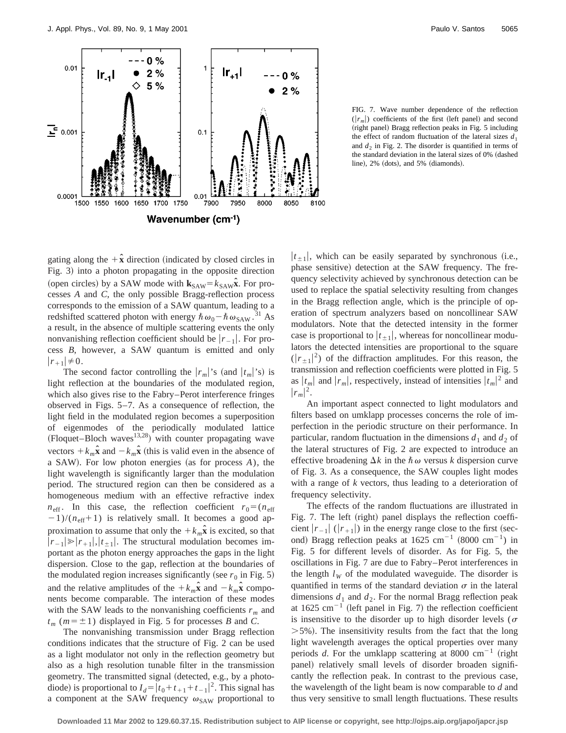FIG. 7. Wave number dependence of the reflection ($|r_m|$) coefficients of the first (left panel) and second (right panel) Bragg reflection peaks in Fig. 5 including the effect of random fluctuation of the lateral sizes $d_1$ and $d_2$ in Fig. 2. The disorder is quantified in terms of the standard deviation in the lateral sizes of 0% (dashed line), 2% (dots), and 5% (diamonds).

gating along the $+\hat{\mathbf{x}}$ direction (indicated by closed circles in Fig. 3) into a photon propagating in the opposite direction (open circles) by a SAW mode with $\mathbf{k}_{\mathrm{SAW}} = k_{\mathrm{SAW}}\hat{\mathbf{x}}$. For processes *A* and *C*, the only possible Bragg-reflection process corresponds to the emission of a SAW quantum, leading to a redshifted scattered photon with energy $\hbar\omega_0 - \hbar\omega_{\mathrm{SAW}}$.[31] As a result, in the absence of multiple scattering events the only nonvanishing reflection coefficient should be $|r_{-1}|$. For process *B*, however, a SAW quantum is emitted and only $|r_{+1}| \neq 0$.

The second factor controlling the $|r_m|$'s (and $|t_m|$'s) is light reflection at the boundaries of the modulated region, which also gives rise to the Fabry–Perot interference fringes observed in Figs. 5–7. As a consequence of reflection, the light field in the modulated region becomes a superposition of eigenmodes of the periodically modulated lattice (Floquet–Bloch waves[13,28]) with counter propagating wave vectors $+k_m\hat{\mathbf{x}}$ and $-k_m\hat{\mathbf{x}}$ (this is valid even in the absence of a SAW). For low photon energies (as for process *A*), the light wavelength is significantly larger than the modulation period. The structured region can then be considered as a homogeneous medium with an effective refractive index $n_{\mathrm{eff}}$. In this case, the reflection coefficient $r_0 = (n_{\mathrm{eff}} - 1)/(n_{\mathrm{eff}} + 1)$ is relatively small. It becomes a good approximation to assume that only the $+k_m\hat{\mathbf{x}}$ is excited, so that $|r_{-1}| \gg |r_{+1}|, |t_{\pm 1}|$. The structural modulation becomes important as the photon energy approaches the gaps in the light dispersion. Close to the gap, reflection at the boundaries of the modulated region increases significantly (see $r_0$ in Fig. 5) and the relative amplitudes of the $+k_m\hat{\mathbf{x}}$ and $-k_m\hat{\mathbf{x}}$ components become comparable. The interaction of these modes with the SAW leads to the nonvanishing coefficients $r_m$ and $t_m$ ($m = \pm 1$) displayed in Fig. 5 for processes *B* and *C*.

The nonvanishing transmission under Bragg reflection conditions indicates that the structure of Fig. 2 can be used as a light modulator not only in the reflection geometry but also as a high resolution tunable filter in the transmission geometry. The transmitted signal (detected, e.g., by a photodiode) is proportional to $I_d = |t_0 + t_{+1} + t_{-1}|^2$. This signal has a component at the SAW frequency $\omega_{\mathrm{SAW}}$ proportional to $|t_{\pm 1}|$, which can be easily separated by synchronous (i.e., phase sensitive) detection at the SAW frequency. The frequency selectivity achieved by synchronous detection can be used to replace the spatial selectivity resulting from changes in the Bragg reflection angle, which is the principle of operation of spectrum analyzers based on noncollinear SAW modulators. Note that the detected intensity in the former case is proportional to $|t_{\pm 1}|$, whereas for noncollinear modulators the detected intensities are proportional to the square ($|r_{\pm 1}|^2$) of the diffraction amplitudes. For this reason, the transmission and reflection coefficients were plotted in Fig. 5 as $|t_m|$ and $|r_m|$, respectively, instead of intensities $|t_m|^2$ and $|r_m|^2$.

An important aspect connected to light modulators and filters based on umklapp processes concerns the role of imperfection in the periodic structure on their performance. In particular, random fluctuation in the dimensions $d_1$ and $d_2$ of the lateral structures of Fig. 2 are expected to introduce an effective broadening $\Delta k$ in the $\hbar\omega$ versus $k$ dispersion curve of Fig. 3. As a consequence, the SAW couples light modes with a range of $k$ vectors, thus leading to a deterioration of frequency selectivity.

The effects of the random fluctuations are illustrated in Fig. 7. The left (right) panel displays the reflection coefficient $|r_{-1}|$ ($|r_{+1}|$) in the energy range close to the first (second) Bragg reflection peaks at 1625 cm$^{-1}$ (8000 cm$^{-1}$) in Fig. 5 for different levels of disorder. As for Fig. 5, the oscillations in Fig. 7 are due to Fabry–Perot interferences in the length $l_W$ of the modulated waveguide. The disorder is quantified in terms of the standard deviation $\sigma$ in the lateral dimensions $d_1$ and $d_2$. For the normal Bragg reflection peak at 1625 cm$^{-1}$ (left panel in Fig. 7) the reflection coefficient is insensitive to the disorder up to high disorder levels ($\sigma > 5\%$). The insensitivity results from the fact that the long light wavelength averages the optical properties over many periods $d$. For the umklapp scattering at 8000 cm$^{-1}$ (right panel) relatively small levels of disorder broaden significantly the reflection peak. In contrast to the previous case, the wavelength of the light beam is now comparable to $d$ and thus very sensitive to small length fluctuations. These results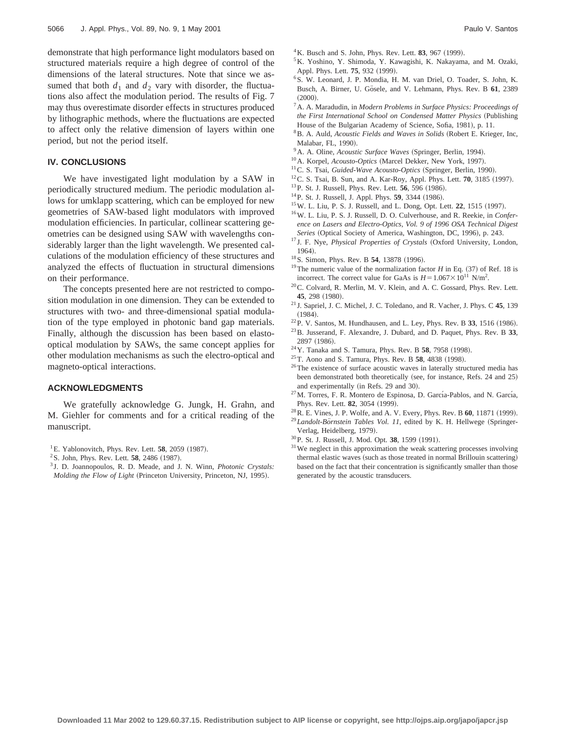demonstrate that high performance light modulators based on structured materials require a high degree of control of the dimensions of the lateral structures. Note that since we assumed that both $d_1$ and $d_2$ vary with disorder, the fluctuations also affect the modulation period. The results of Fig. 7 may thus overestimate disorder effects in structures produced by lithographic methods, where the fluctuations are expected to affect only the relative dimension of layers within one period, but not the period itself.

## IV. CONCLUSIONS

We have investigated light modulation by a SAW in periodically structured medium. The periodic modulation allows for umklapp scattering, which can be employed for new geometries of SAW-based light modulators with improved modulation efficiencies. In particular, collinear scattering geometries can be designed using SAW with wavelengths considerably larger than the light wavelength. We presented calculations of the modulation efficiency of these structures and analyzed the effects of fluctuation in structural dimensions on their performance.

The concepts presented here are not restricted to composition modulation in one dimension. They can be extended to structures with two- and three-dimensional spatial modulation of the type employed in photonic band gap materials. Finally, although the discussion has been based on elasto-optical modulation by SAWs, the same concept applies for other modulation mechanisms as such the electro-optical and magneto-optical interactions.

## ACKNOWLEDGMENTS

We gratefully acknowledge G. Jungk, H. Grahn, and M. Giehler for comments and for a critical reading of the manuscript.

[1] E. Yablonovitch, Phys. Rev. Lett. **58**, 2059 (1987).
[2] S. John, Phys. Rev. Lett. **58**, 2486 (1987).
[3] J. D. Joannopoulos, R. D. Meade, and J. N. Winn, *Photonic Crystals: Molding the Flow of Light* (Princeton University, Princeton, NJ, 1995).
[4] K. Busch and S. John, Phys. Rev. Lett. **83**, 967 (1999).
[5] K. Yoshino, Y. Shimoda, Y. Kawagishi, K. Nakayama, and M. Ozaki, Appl. Phys. Lett. **75**, 932 (1999).
[6] S. W. Leonard, J. P. Mondia, H. M. van Driel, O. Toader, S. John, K. Busch, A. Birner, U. Gösele, and V. Lehmann, Phys. Rev. B **61**, 2389 (2000).
[7] A. A. Maradudin, in *Modern Problems in Surface Physics: Proceedings of the First International School on Condensed Matter Physics* (Publishing House of the Bulgarian Academy of Science, Sofia, 1981), p. 11.
[8] B. A. Auld, *Acoustic Fields and Waves in Solids* (Robert E. Krieger, Inc, Malabar, FL, 1990).
[9] A. A. Oline, *Acoustic Surface Waves* (Springer, Berlin, 1994).
[10] A. Korpel, *Acousto-Optics* (Marcel Dekker, New York, 1997).
[11] C. S. Tsai, *Guided-Wave Acousto-Optics* (Springer, Berlin, 1990).
[12] C. S. Tsai, B. Sun, and A. Kar-Roy, Appl. Phys. Lett. **70**, 3185 (1997).
[13] P. St. J. Russell, Phys. Rev. Lett. **56**, 596 (1986).
[14] P. St. J. Russell, J. Appl. Phys. **59**, 3344 (1986).
[15] W. L. Liu, P. S. J. Russell, and L. Dong, Opt. Lett. **22**, 1515 (1997).
[16] W. L. Liu, P. S. J. Russell, D. O. Culverhouse, and R. Reekie, in *Conference on Lasers and Electro-Optics, Vol. 9 of 1996 OSA Technical Digest Series* (Optical Society of America, Washington, DC, 1996), p. 243.
[17] J. F. Nye, *Physical Properties of Crystals* (Oxford University, London, 1964).
[18] S. Simon, Phys. Rev. B **54**, 13878 (1996).
[19] The numeric value of the normalization factor $H$ in Eq. (37) of Ref. 18 is incorrect. The correct value for GaAs is $H = 1.067 \times 10^{11}$ N/m$^2$.
[20] C. Colvard, R. Merlin, M. V. Klein, and A. C. Gossard, Phys. Rev. Lett. **45**, 298 (1980).
[21] J. Sapriel, J. C. Michel, J. C. Toledano, and R. Vacher, J. Phys. C **45**, 139 (1984).
[22] P. V. Santos, M. Hundhausen, and L. Ley, Phys. Rev. B **33**, 1516 (1986).
[23] B. Jusserand, F. Alexandre, J. Dubard, and D. Paquet, Phys. Rev. B **33**, 2897 (1986).
[24] Y. Tanaka and S. Tamura, Phys. Rev. B **58**, 7958 (1998).
[25] T. Aono and S. Tamura, Phys. Rev. B **58**, 4838 (1998).
[26] The existence of surface acoustic waves in laterally structured media has been demonstrated both theoretically (see, for instance, Refs. 24 and 25) and experimentally (in Refs. 29 and 30).
[27] M. Torres, F. R. Montero de Espinosa, D. García-Pablos, and N. García, Phys. Rev. Lett. **82**, 3054 (1999).
[28] R. E. Vines, J. P. Wolfe, and A. V. Every, Phys. Rev. B **60**, 11871 (1999).
[29] *Landolt-Börnstein Tables Vol. 11*, edited by K. H. Hellwege (Springer-Verlag, Heidelberg, 1979).
[30] P. St. J. Russell, J. Mod. Opt. **38**, 1599 (1991).
[31] We neglect in this approximation the weak scattering processes involving thermal elastic waves (such as those treated in normal Brillouin scattering) based on the fact that their concentration is significantly smaller than those generated by the acoustic transducers.